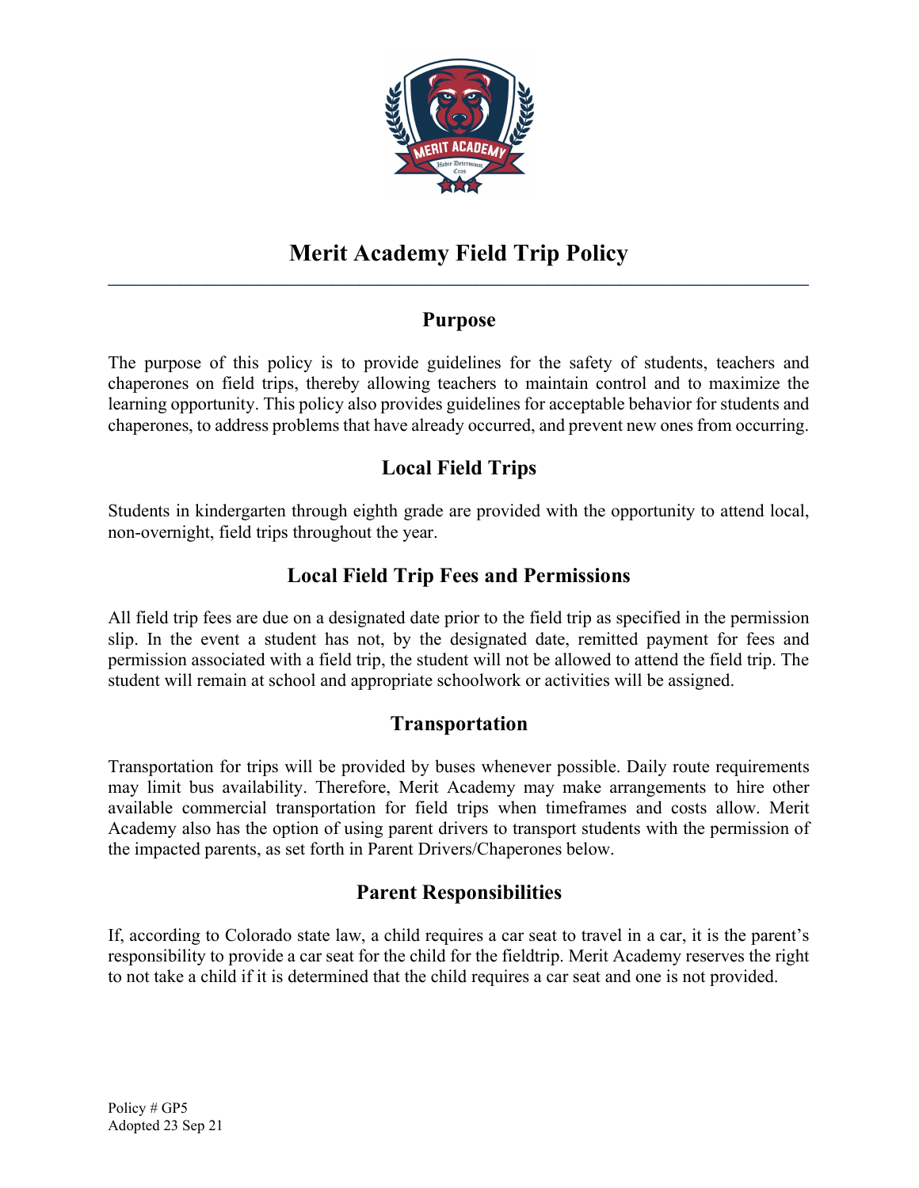# Merit Academy Field Trip Policy

## Purpose

The purpose of this policy is to provide guidelines for the safety of students, teachers and chaperones on field trips, thereby allowing teachers to maintain control and to maximize the learning opportunity. This policy also provides guidelines for acceptable behavior for students and chaperones, to address problems that have already occurred, and prevent new ones from occurring.

## Local Field Trips

Students in kindergarten through eighth grade are provided with the opportunity to attend local, non-overnight, field trips throughout the year.

## Local Field Trip Fees and Permissions

All field trip fees are due on a designated date prior to the field trip as specified in the permission slip. In the event a student has not, by the designated date, remitted payment for fees and permission associated with a field trip, the student will not be allowed to attend the field trip. The student will remain at school and appropriate schoolwork or activities will be assigned.

## Transportation

Transportation for trips will be provided by buses whenever possible. Daily route requirements may limit bus availability. Therefore, Merit Academy may make arrangements to hire other available commercial transportation for field trips when timeframes and costs allow. Merit Academy also has the option of using parent drivers to transport students with the permission of the impacted parents, as set forth in Parent Drivers/Chaperones below.

## Parent Responsibilities

If, according to Colorado state law, a child requires a car seat to travel in a car, it is the parent's responsibility to provide a car seat for the child for the fieldtrip. Merit Academy reserves the right to not take a child if it is determined that the child requires a car seat and one is not provided.

Policy # GP5
Adopted 23 Sep 21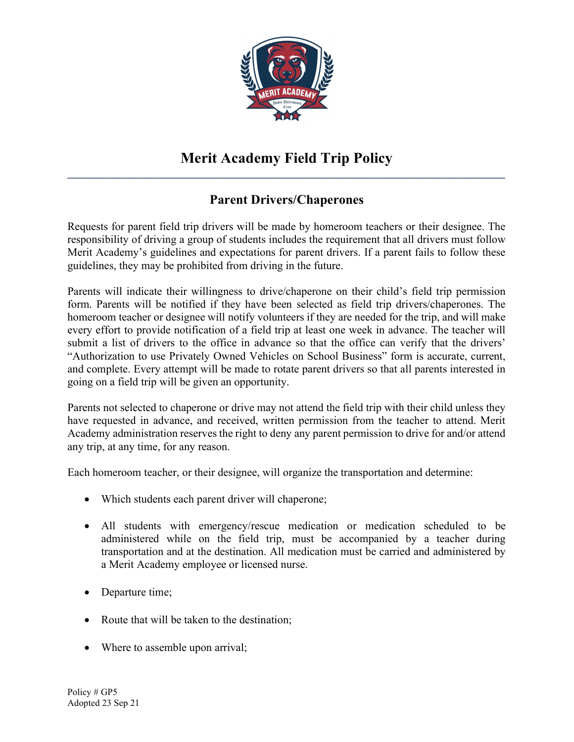# Merit Academy Field Trip Policy

## Parent Drivers/Chaperones

Requests for parent field trip drivers will be made by homeroom teachers or their designee. The responsibility of driving a group of students includes the requirement that all drivers must follow Merit Academy's guidelines and expectations for parent drivers. If a parent fails to follow these guidelines, they may be prohibited from driving in the future.

Parents will indicate their willingness to drive/chaperone on their child's field trip permission form. Parents will be notified if they have been selected as field trip drivers/chaperones. The homeroom teacher or designee will notify volunteers if they are needed for the trip, and will make every effort to provide notification of a field trip at least one week in advance. The teacher will submit a list of drivers to the office in advance so that the office can verify that the drivers' "Authorization to use Privately Owned Vehicles on School Business" form is accurate, current, and complete. Every attempt will be made to rotate parent drivers so that all parents interested in going on a field trip will be given an opportunity.

Parents not selected to chaperone or drive may not attend the field trip with their child unless they have requested in advance, and received, written permission from the teacher to attend. Merit Academy administration reserves the right to deny any parent permission to drive for and/or attend any trip, at any time, for any reason.

Each homeroom teacher, or their designee, will organize the transportation and determine:

- Which students each parent driver will chaperone;
- All students with emergency/rescue medication or medication scheduled to be administered while on the field trip, must be accompanied by a teacher during transportation and at the destination. All medication must be carried and administered by a Merit Academy employee or licensed nurse.
- Departure time;
- Route that will be taken to the destination;
- Where to assemble upon arrival;

Policy # GP5
Adopted 23 Sep 21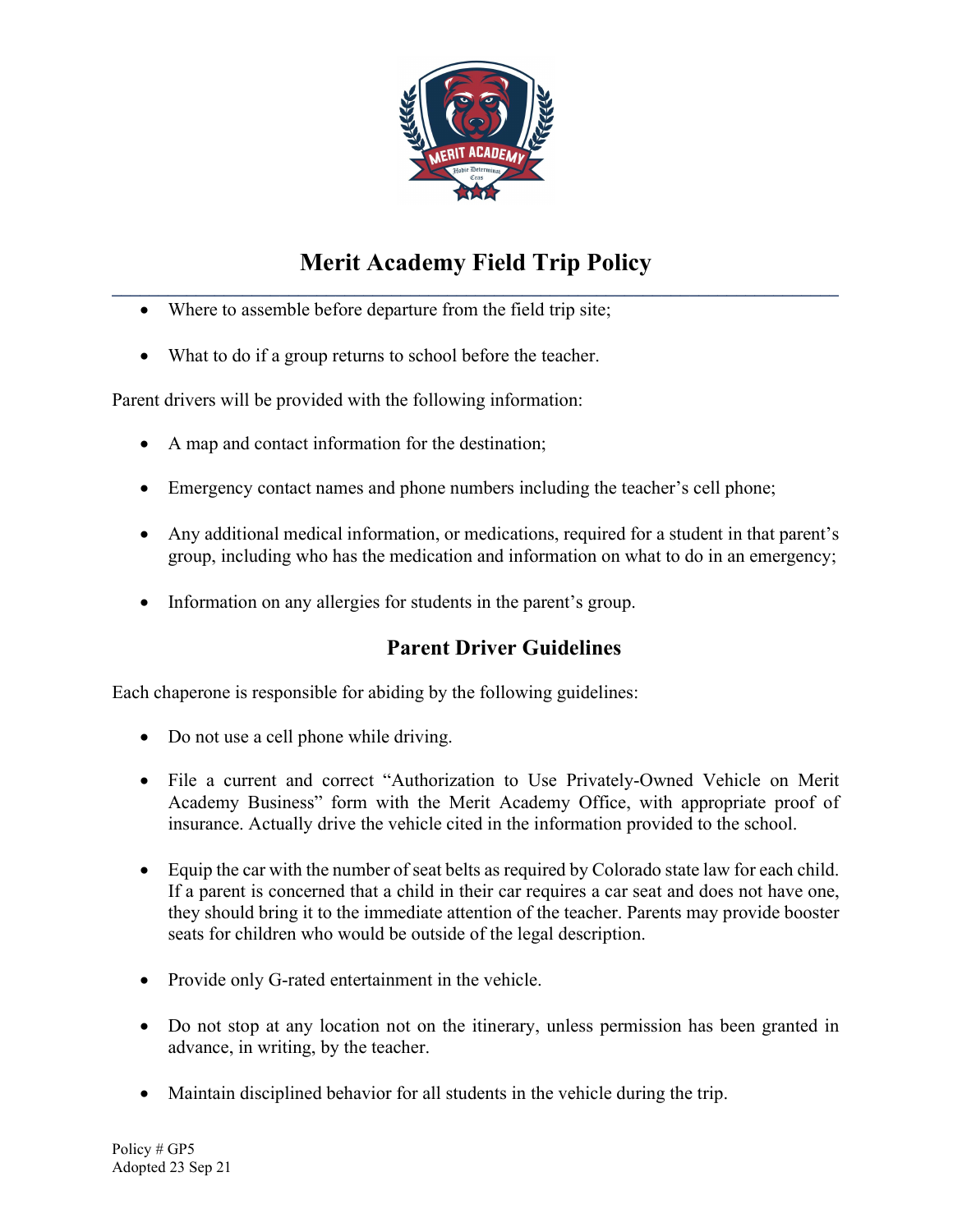- Where to assemble before departure from the field trip site;
- What to do if a group returns to school before the teacher.

Parent drivers will be provided with the following information:

- A map and contact information for the destination;
- Emergency contact names and phone numbers including the teacher's cell phone;
- Any additional medical information, or medications, required for a student in that parent's group, including who has the medication and information on what to do in an emergency;
- Information on any allergies for students in the parent's group.

## Parent Driver Guidelines

Each chaperone is responsible for abiding by the following guidelines:

- Do not use a cell phone while driving.
- File a current and correct "Authorization to Use Privately-Owned Vehicle on Merit Academy Business" form with the Merit Academy Office, with appropriate proof of insurance. Actually drive the vehicle cited in the information provided to the school.
- Equip the car with the number of seat belts as required by Colorado state law for each child. If a parent is concerned that a child in their car requires a car seat and does not have one, they should bring it to the immediate attention of the teacher. Parents may provide booster seats for children who would be outside of the legal description.
- Provide only G-rated entertainment in the vehicle.
- Do not stop at any location not on the itinerary, unless permission has been granted in advance, in writing, by the teacher.
- Maintain disciplined behavior for all students in the vehicle during the trip.

Policy # GP5
Adopted 23 Sep 21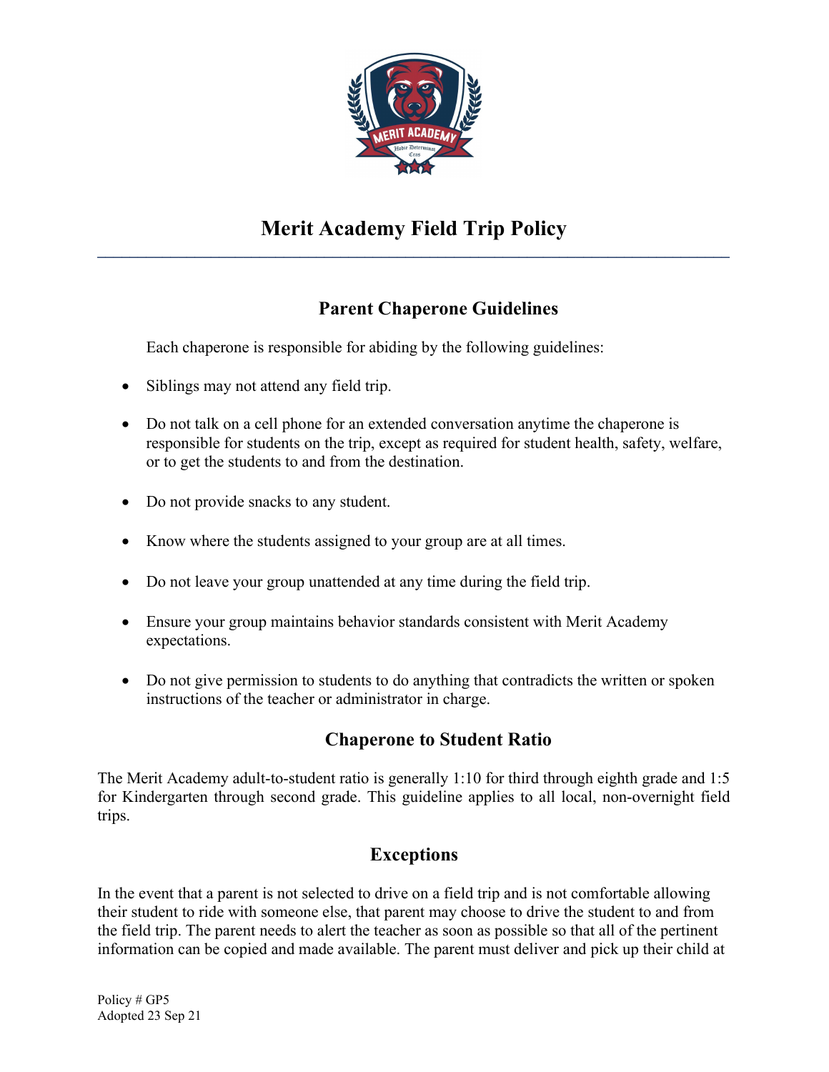# Merit Academy Field Trip Policy

## Parent Chaperone Guidelines

Each chaperone is responsible for abiding by the following guidelines:

- Siblings may not attend any field trip.
- Do not talk on a cell phone for an extended conversation anytime the chaperone is responsible for students on the trip, except as required for student health, safety, welfare, or to get the students to and from the destination.
- Do not provide snacks to any student.
- Know where the students assigned to your group are at all times.
- Do not leave your group unattended at any time during the field trip.
- Ensure your group maintains behavior standards consistent with Merit Academy expectations.
- Do not give permission to students to do anything that contradicts the written or spoken instructions of the teacher or administrator in charge.

## Chaperone to Student Ratio

The Merit Academy adult-to-student ratio is generally 1:10 for third through eighth grade and 1:5 for Kindergarten through second grade. This guideline applies to all local, non-overnight field trips.

## Exceptions

In the event that a parent is not selected to drive on a field trip and is not comfortable allowing their student to ride with someone else, that parent may choose to drive the student to and from the field trip. The parent needs to alert the teacher as soon as possible so that all of the pertinent information can be copied and made available. The parent must deliver and pick up their child at

Policy # GP5
Adopted 23 Sep 21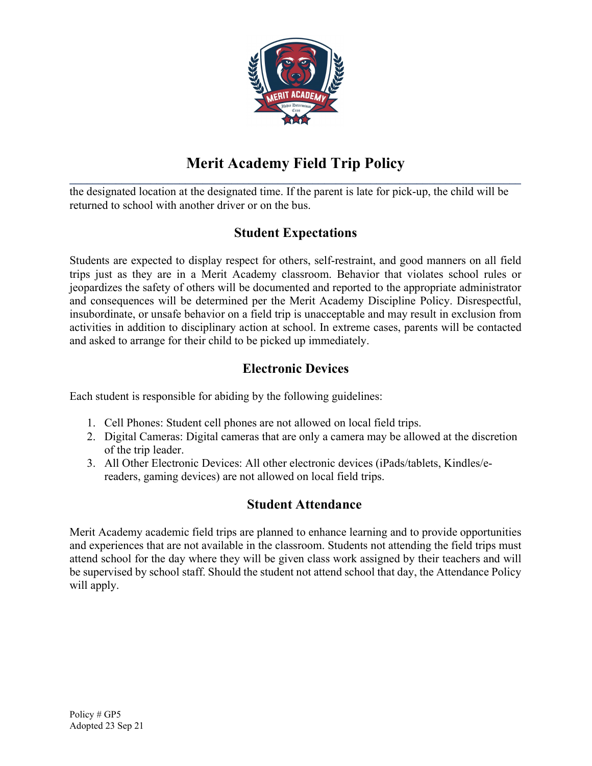# Merit Academy Field Trip Policy

the designated location at the designated time. If the parent is late for pick-up, the child will be returned to school with another driver or on the bus.

## Student Expectations

Students are expected to display respect for others, self-restraint, and good manners on all field trips just as they are in a Merit Academy classroom. Behavior that violates school rules or jeopardizes the safety of others will be documented and reported to the appropriate administrator and consequences will be determined per the Merit Academy Discipline Policy. Disrespectful, insubordinate, or unsafe behavior on a field trip is unacceptable and may result in exclusion from activities in addition to disciplinary action at school. In extreme cases, parents will be contacted and asked to arrange for their child to be picked up immediately.

## Electronic Devices

Each student is responsible for abiding by the following guidelines:

1. Cell Phones: Student cell phones are not allowed on local field trips.
2. Digital Cameras: Digital cameras that are only a camera may be allowed at the discretion of the trip leader.
3. All Other Electronic Devices: All other electronic devices (iPads/tablets, Kindles/e-readers, gaming devices) are not allowed on local field trips.

## Student Attendance

Merit Academy academic field trips are planned to enhance learning and to provide opportunities and experiences that are not available in the classroom. Students not attending the field trips must attend school for the day where they will be given class work assigned by their teachers and will be supervised by school staff. Should the student not attend school that day, the Attendance Policy will apply.

Policy # GP5
Adopted 23 Sep 21